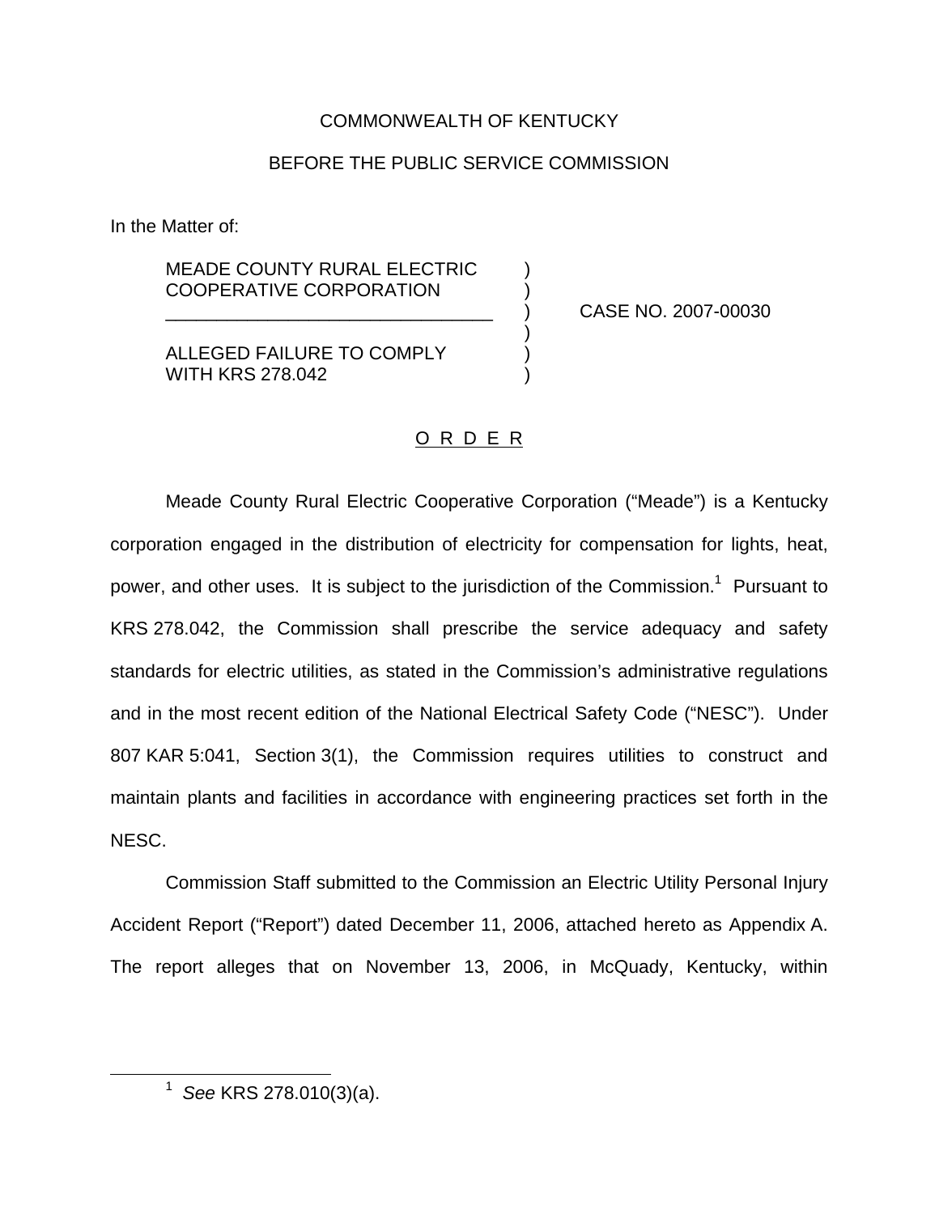COMMONWEALTH OF KENTUCKY

BEFORE THE PUBLIC SERVICE COMMISSION

In the Matter of:

| | | |
|---|---|---|
| MEADE COUNTY RURAL ELECTRIC COOPERATIVE CORPORATION | ) | |
| _________________________________ | ) | CASE NO. 2007-00030 |
| ALLEGED FAILURE TO COMPLY WITH KRS 278.042 | ) | |

<u>O R D E R</u>

Meade County Rural Electric Cooperative Corporation ("Meade") is a Kentucky corporation engaged in the distribution of electricity for compensation for lights, heat, power, and other uses. It is subject to the jurisdiction of the Commission.[1] Pursuant to KRS 278.042, the Commission shall prescribe the service adequacy and safety standards for electric utilities, as stated in the Commission's administrative regulations and in the most recent edition of the National Electrical Safety Code ("NESC"). Under 807 KAR 5:041, Section 3(1), the Commission requires utilities to construct and maintain plants and facilities in accordance with engineering practices set forth in the NESC.

Commission Staff submitted to the Commission an Electric Utility Personal Injury Accident Report ("Report") dated December 11, 2006, attached hereto as Appendix A. The report alleges that on November 13, 2006, in McQuady, Kentucky, within

[1] *See* KRS 278.010(3)(a).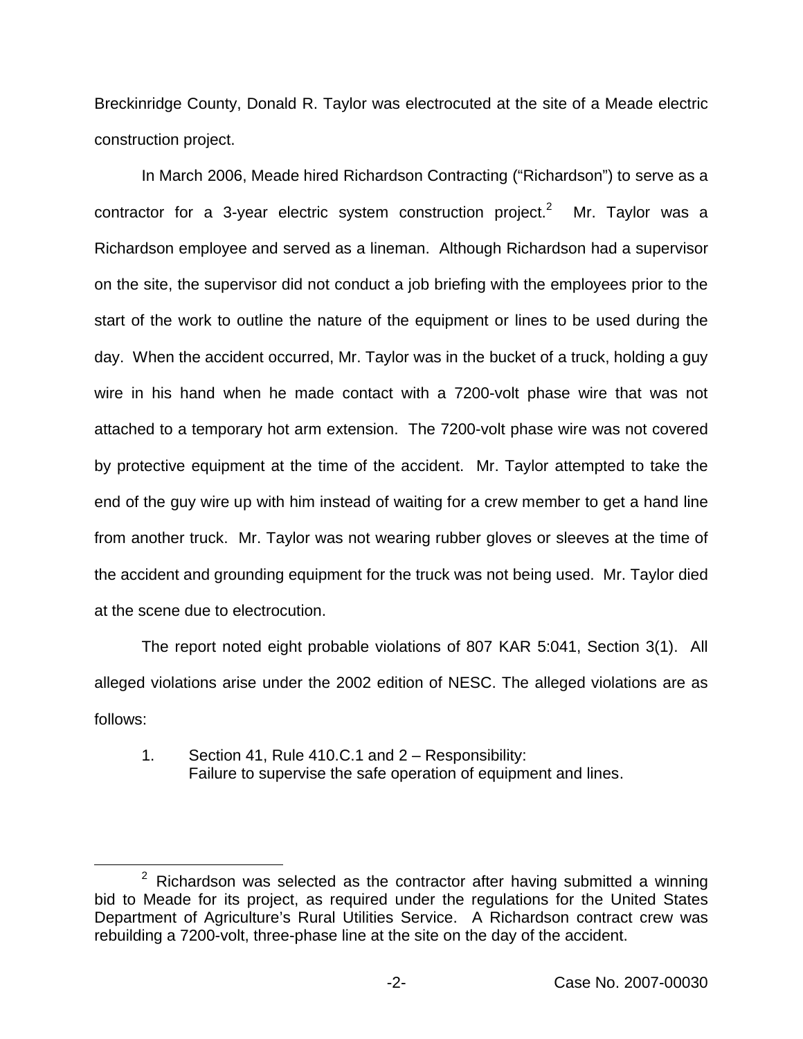Breckinridge County, Donald R. Taylor was electrocuted at the site of a Meade electric construction project.

In March 2006, Meade hired Richardson Contracting ("Richardson") to serve as a contractor for a 3-year electric system construction project.[2] Mr. Taylor was a Richardson employee and served as a lineman. Although Richardson had a supervisor on the site, the supervisor did not conduct a job briefing with the employees prior to the start of the work to outline the nature of the equipment or lines to be used during the day. When the accident occurred, Mr. Taylor was in the bucket of a truck, holding a guy wire in his hand when he made contact with a 7200-volt phase wire that was not attached to a temporary hot arm extension. The 7200-volt phase wire was not covered by protective equipment at the time of the accident. Mr. Taylor attempted to take the end of the guy wire up with him instead of waiting for a crew member to get a hand line from another truck. Mr. Taylor was not wearing rubber gloves or sleeves at the time of the accident and grounding equipment for the truck was not being used. Mr. Taylor died at the scene due to electrocution.

The report noted eight probable violations of 807 KAR 5:041, Section 3(1). All alleged violations arise under the 2002 edition of NESC. The alleged violations are as follows:

1. Section 41, Rule 410.C.1 and 2 – Responsibility:
   Failure to supervise the safe operation of equipment and lines.

[2] Richardson was selected as the contractor after having submitted a winning bid to Meade for its project, as required under the regulations for the United States Department of Agriculture's Rural Utilities Service. A Richardson contract crew was rebuilding a 7200-volt, three-phase line at the site on the day of the accident.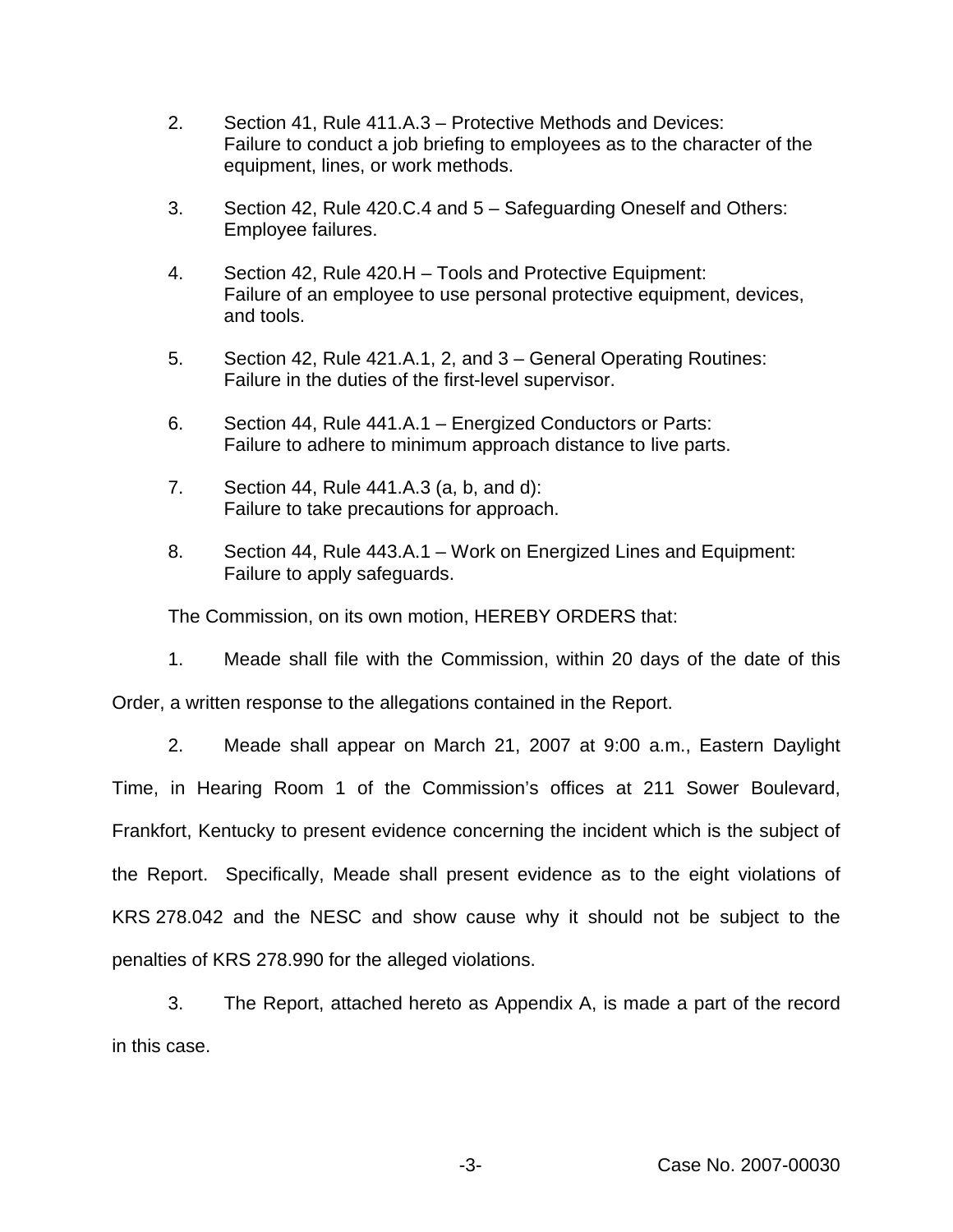2. Section 41, Rule 411.A.3 – Protective Methods and Devices:
   Failure to conduct a job briefing to employees as to the character of the equipment, lines, or work methods.

3. Section 42, Rule 420.C.4 and 5 – Safeguarding Oneself and Others:
   Employee failures.

4. Section 42, Rule 420.H – Tools and Protective Equipment:
   Failure of an employee to use personal protective equipment, devices, and tools.

5. Section 42, Rule 421.A.1, 2, and 3 – General Operating Routines:
   Failure in the duties of the first-level supervisor.

6. Section 44, Rule 441.A.1 – Energized Conductors or Parts:
   Failure to adhere to minimum approach distance to live parts.

7. Section 44, Rule 441.A.3 (a, b, and d):
   Failure to take precautions for approach.

8. Section 44, Rule 443.A.1 – Work on Energized Lines and Equipment:
   Failure to apply safeguards.

The Commission, on its own motion, HEREBY ORDERS that:

1. Meade shall file with the Commission, within 20 days of the date of this Order, a written response to the allegations contained in the Report.

2. Meade shall appear on March 21, 2007 at 9:00 a.m., Eastern Daylight Time, in Hearing Room 1 of the Commission's offices at 211 Sower Boulevard, Frankfort, Kentucky to present evidence concerning the incident which is the subject of the Report. Specifically, Meade shall present evidence as to the eight violations of KRS 278.042 and the NESC and show cause why it should not be subject to the penalties of KRS 278.990 for the alleged violations.

3. The Report, attached hereto as Appendix A, is made a part of the record in this case.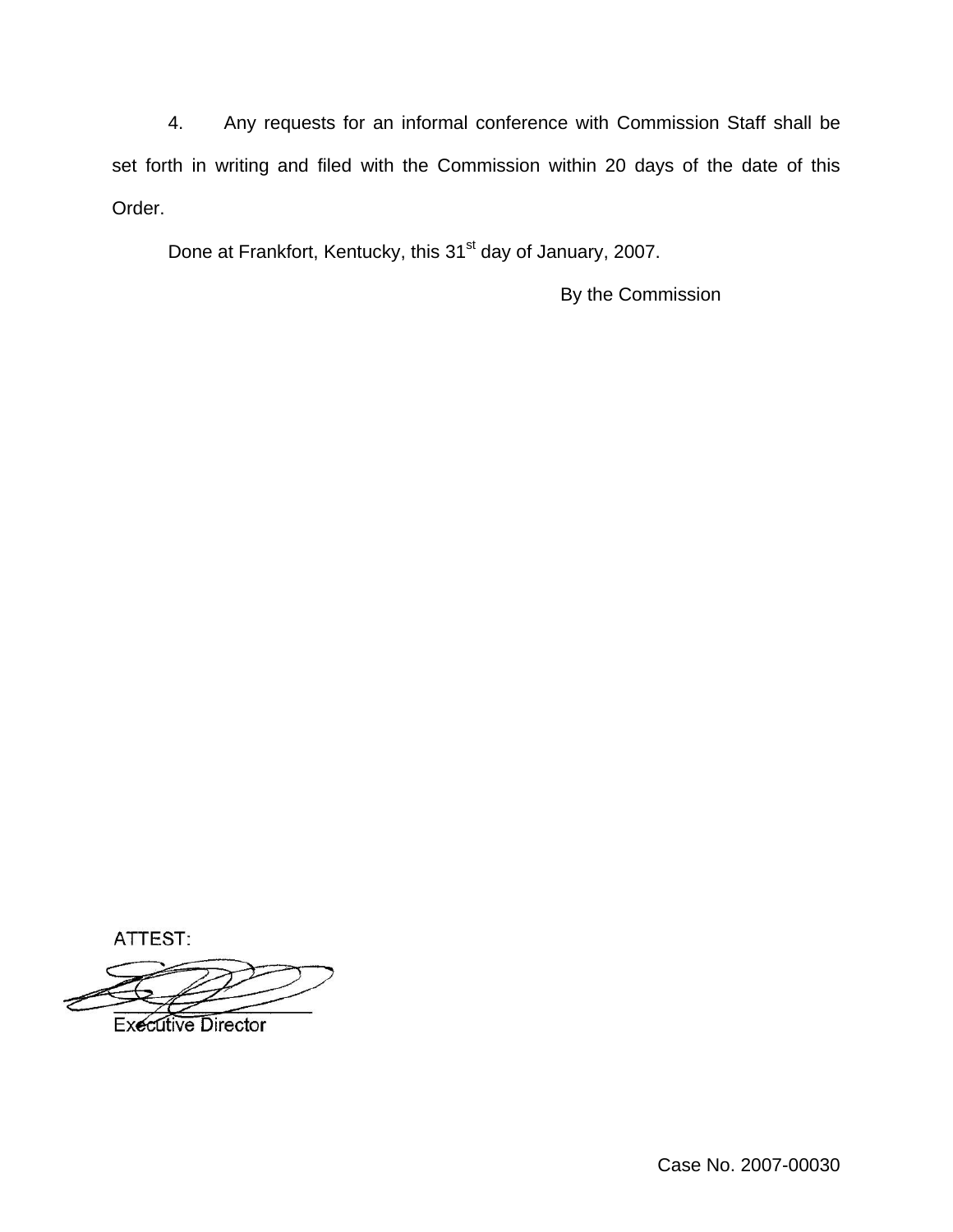4. Any requests for an informal conference with Commission Staff shall be set forth in writing and filed with the Commission within 20 days of the date of this Order.

Done at Frankfort, Kentucky, this 31st day of January, 2007.

By the Commission

ATTEST:

Executive Director

Case No. 2007-00030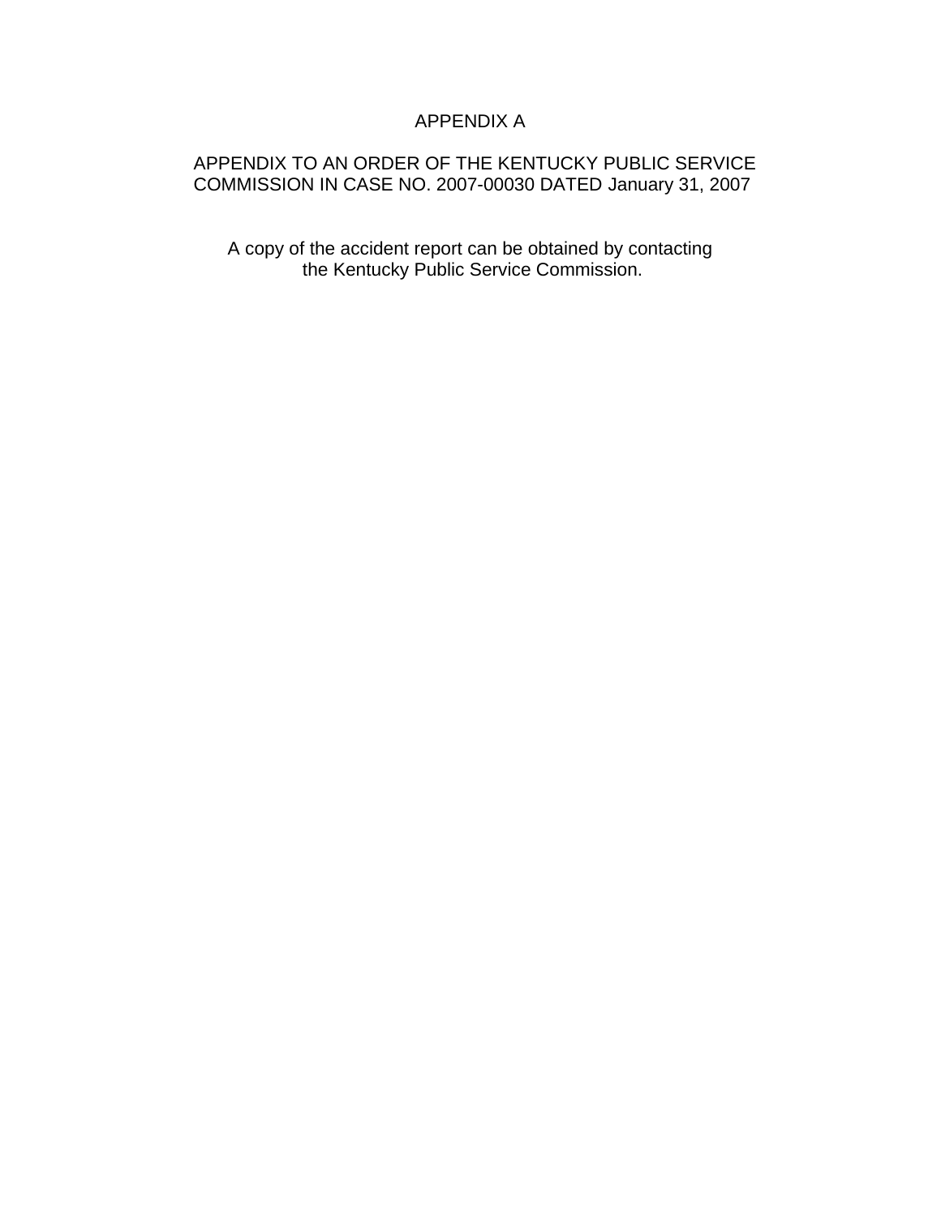# APPENDIX A

APPENDIX TO AN ORDER OF THE KENTUCKY PUBLIC SERVICE COMMISSION IN CASE NO. 2007-00030 DATED January 31, 2007

A copy of the accident report can be obtained by contacting the Kentucky Public Service Commission.